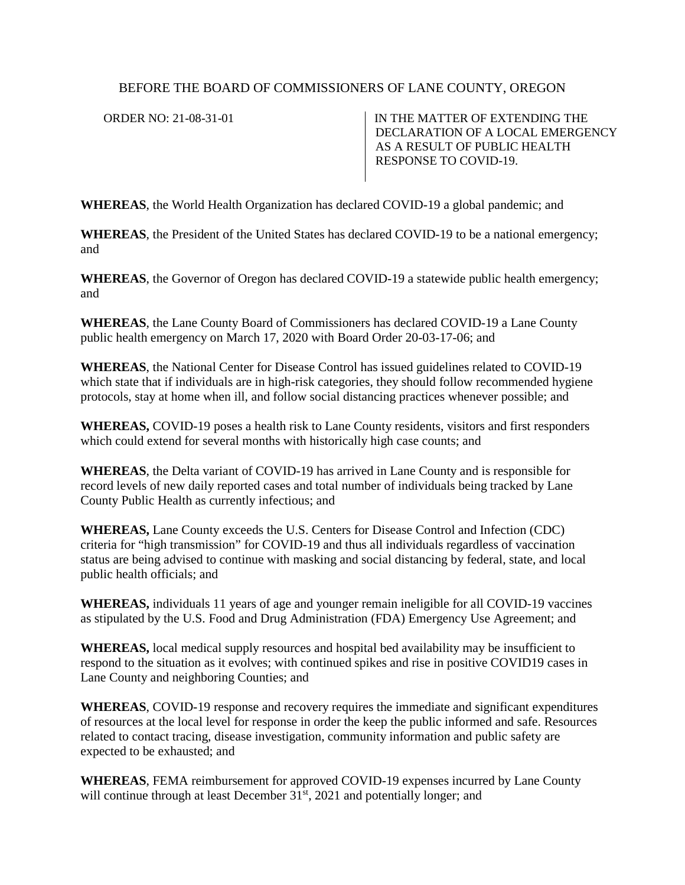BEFORE THE BOARD OF COMMISSIONERS OF LANE COUNTY, OREGON

ORDER NO: 21-08-31-01

IN THE MATTER OF EXTENDING THE DECLARATION OF A LOCAL EMERGENCY AS A RESULT OF PUBLIC HEALTH RESPONSE TO COVID-19.

**WHEREAS**, the World Health Organization has declared COVID-19 a global pandemic; and

**WHEREAS**, the President of the United States has declared COVID-19 to be a national emergency; and

**WHEREAS**, the Governor of Oregon has declared COVID-19 a statewide public health emergency; and

**WHEREAS**, the Lane County Board of Commissioners has declared COVID-19 a Lane County public health emergency on March 17, 2020 with Board Order 20-03-17-06; and

**WHEREAS**, the National Center for Disease Control has issued guidelines related to COVID-19 which state that if individuals are in high-risk categories, they should follow recommended hygiene protocols, stay at home when ill, and follow social distancing practices whenever possible; and

**WHEREAS,** COVID-19 poses a health risk to Lane County residents, visitors and first responders which could extend for several months with historically high case counts; and

**WHEREAS**, the Delta variant of COVID-19 has arrived in Lane County and is responsible for record levels of new daily reported cases and total number of individuals being tracked by Lane County Public Health as currently infectious; and

**WHEREAS,** Lane County exceeds the U.S. Centers for Disease Control and Infection (CDC) criteria for "high transmission" for COVID-19 and thus all individuals regardless of vaccination status are being advised to continue with masking and social distancing by federal, state, and local public health officials; and

**WHEREAS,** individuals 11 years of age and younger remain ineligible for all COVID-19 vaccines as stipulated by the U.S. Food and Drug Administration (FDA) Emergency Use Agreement; and

**WHEREAS,** local medical supply resources and hospital bed availability may be insufficient to respond to the situation as it evolves; with continued spikes and rise in positive COVID19 cases in Lane County and neighboring Counties; and

**WHEREAS**, COVID-19 response and recovery requires the immediate and significant expenditures of resources at the local level for response in order the keep the public informed and safe. Resources related to contact tracing, disease investigation, community information and public safety are expected to be exhausted; and

**WHEREAS**, FEMA reimbursement for approved COVID-19 expenses incurred by Lane County will continue through at least December 31st, 2021 and potentially longer; and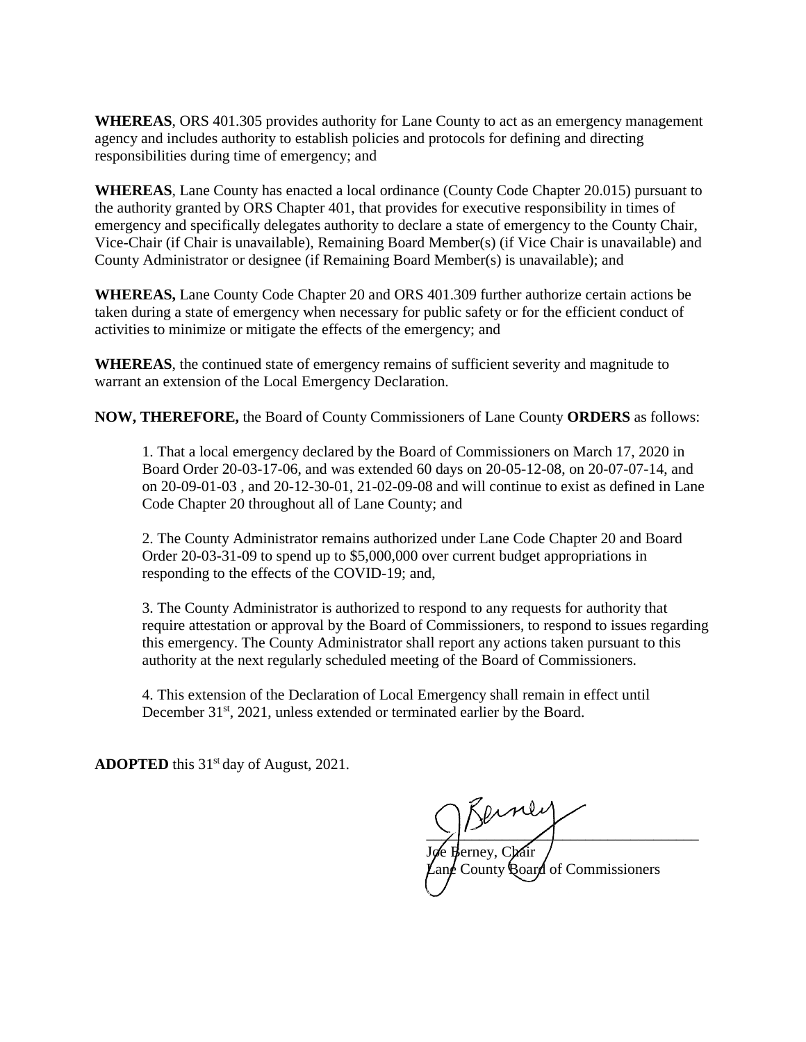**WHEREAS**, ORS 401.305 provides authority for Lane County to act as an emergency management agency and includes authority to establish policies and protocols for defining and directing responsibilities during time of emergency; and

**WHEREAS**, Lane County has enacted a local ordinance (County Code Chapter 20.015) pursuant to the authority granted by ORS Chapter 401, that provides for executive responsibility in times of emergency and specifically delegates authority to declare a state of emergency to the County Chair, Vice-Chair (if Chair is unavailable), Remaining Board Member(s) (if Vice Chair is unavailable) and County Administrator or designee (if Remaining Board Member(s) is unavailable); and

**WHEREAS,** Lane County Code Chapter 20 and ORS 401.309 further authorize certain actions be taken during a state of emergency when necessary for public safety or for the efficient conduct of activities to minimize or mitigate the effects of the emergency; and

**WHEREAS**, the continued state of emergency remains of sufficient severity and magnitude to warrant an extension of the Local Emergency Declaration.

**NOW, THEREFORE,** the Board of County Commissioners of Lane County **ORDERS** as follows:

1. That a local emergency declared by the Board of Commissioners on March 17, 2020 in Board Order 20-03-17-06, and was extended 60 days on 20-05-12-08, on 20-07-07-14, and on 20-09-01-03 , and 20-12-30-01, 21-02-09-08 and will continue to exist as defined in Lane Code Chapter 20 throughout all of Lane County; and

2. The County Administrator remains authorized under Lane Code Chapter 20 and Board Order 20-03-31-09 to spend up to $5,000,000 over current budget appropriations in responding to the effects of the COVID-19; and,

3. The County Administrator is authorized to respond to any requests for authority that require attestation or approval by the Board of Commissioners, to respond to issues regarding this emergency. The County Administrator shall report any actions taken pursuant to this authority at the next regularly scheduled meeting of the Board of Commissioners.

4. This extension of the Declaration of Local Emergency shall remain in effect until December 31st, 2021, unless extended or terminated earlier by the Board.

**ADOPTED** this 31st day of August, 2021.

\_\_\_\_\_\_\_\_\_\_\_\_\_\_\_\_\_\_\_\_\_\_\_\_\_\_\_\_\_\_\_\_\_\_\_\_

Joe Berney, Chair
Lane County Board of Commissioners